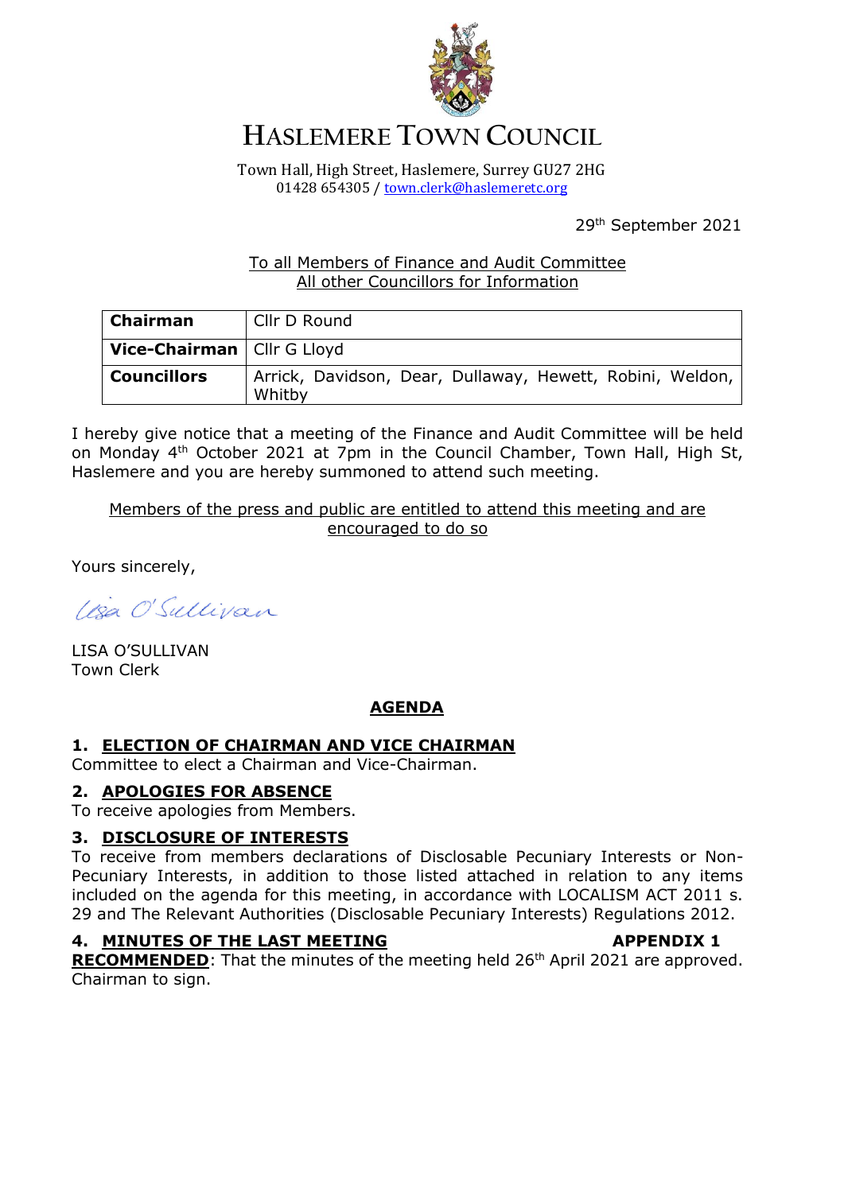# HASLEMERE TOWN COUNCIL

Town Hall, High Street, Haslemere, Surrey GU27 2HG
01428 654305 / town.clerk@haslemeretc.org

29th September 2021

To all Members of Finance and Audit Committee
All other Councillors for Information

| | |
|---|---|
| **Chairman** | Cllr D Round |
| **Vice-Chairman** | Cllr G Lloyd |
| **Councillors** | Arrick, Davidson, Dear, Dullaway, Hewett, Robini, Weldon, Whitby |

I hereby give notice that a meeting of the Finance and Audit Committee will be held on Monday 4th October 2021 at 7pm in the Council Chamber, Town Hall, High St, Haslemere and you are hereby summoned to attend such meeting.

Members of the press and public are entitled to attend this meeting and are encouraged to do so

Yours sincerely,

Lisa O'Sullivan

LISA O'SULLIVAN
Town Clerk

## AGENDA

### 1. ELECTION OF CHAIRMAN AND VICE CHAIRMAN

Committee to elect a Chairman and Vice-Chairman.

### 2. APOLOGIES FOR ABSENCE

To receive apologies from Members.

### 3. DISCLOSURE OF INTERESTS

To receive from members declarations of Disclosable Pecuniary Interests or Non-Pecuniary Interests, in addition to those listed attached in relation to any items included on the agenda for this meeting, in accordance with LOCALISM ACT 2011 s. 29 and The Relevant Authorities (Disclosable Pecuniary Interests) Regulations 2012.

### 4. MINUTES OF THE LAST MEETING — APPENDIX 1

**RECOMMENDED**: That the minutes of the meeting held 26th April 2021 are approved. Chairman to sign.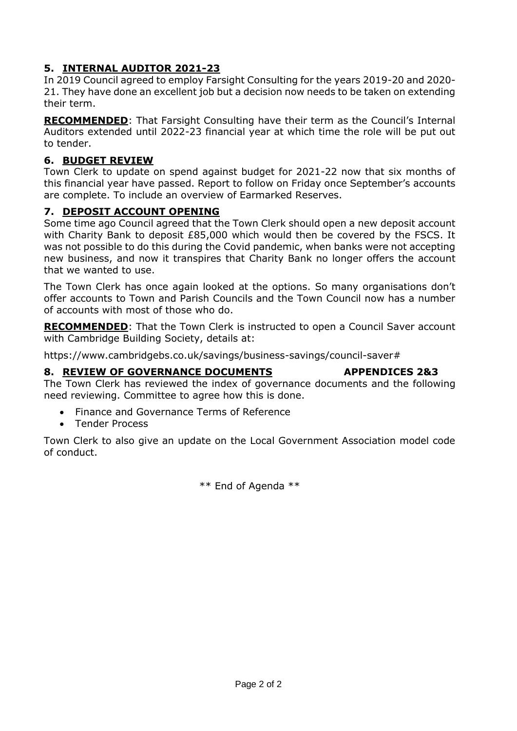## 5. INTERNAL AUDITOR 2021-23

In 2019 Council agreed to employ Farsight Consulting for the years 2019-20 and 2020-21. They have done an excellent job but a decision now needs to be taken on extending their term.

**RECOMMENDED**: That Farsight Consulting have their term as the Council's Internal Auditors extended until 2022-23 financial year at which time the role will be put out to tender.

## 6. BUDGET REVIEW

Town Clerk to update on spend against budget for 2021-22 now that six months of this financial year have passed. Report to follow on Friday once September's accounts are complete. To include an overview of Earmarked Reserves.

## 7. DEPOSIT ACCOUNT OPENING

Some time ago Council agreed that the Town Clerk should open a new deposit account with Charity Bank to deposit £85,000 which would then be covered by the FSCS. It was not possible to do this during the Covid pandemic, when banks were not accepting new business, and now it transpires that Charity Bank no longer offers the account that we wanted to use.

The Town Clerk has once again looked at the options. So many organisations don't offer accounts to Town and Parish Councils and the Town Council now has a number of accounts with most of those who do.

**RECOMMENDED**: That the Town Clerk is instructed to open a Council Saver account with Cambridge Building Society, details at:

https://www.cambridgebs.co.uk/savings/business-savings/council-saver#

## 8. REVIEW OF GOVERNANCE DOCUMENTS — APPENDICES 2&3

The Town Clerk has reviewed the index of governance documents and the following need reviewing. Committee to agree how this is done.

- Finance and Governance Terms of Reference
- Tender Process

Town Clerk to also give an update on the Local Government Association model code of conduct.

** End of Agenda **